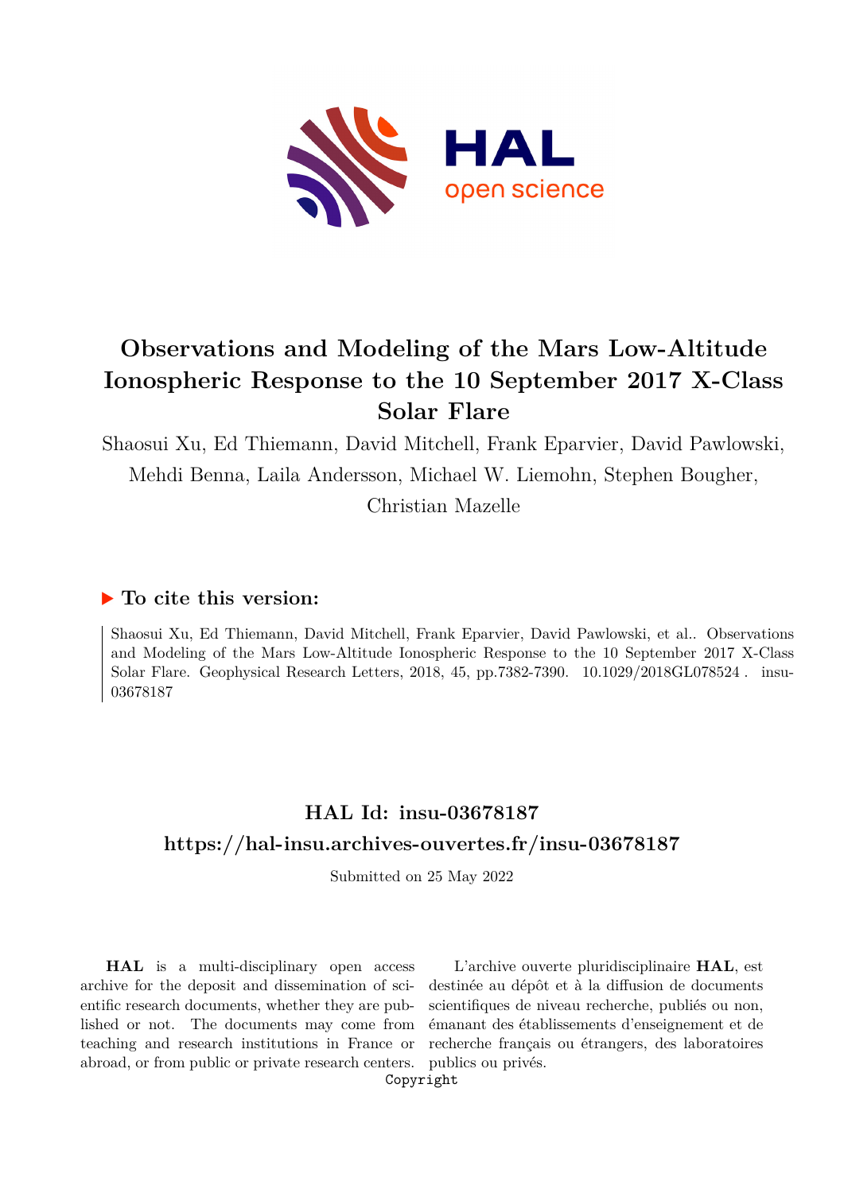# Observations and Modeling of the Mars Low-Altitude Ionospheric Response to the 10 September 2017 X-Class Solar Flare

Shaosui Xu, Ed Thiemann, David Mitchell, Frank Eparvier, David Pawlowski, Mehdi Benna, Laila Andersson, Michael W. Liemohn, Stephen Bougher, Christian Mazelle

## ▶ To cite this version:

Shaosui Xu, Ed Thiemann, David Mitchell, Frank Eparvier, David Pawlowski, et al.. Observations and Modeling of the Mars Low-Altitude Ionospheric Response to the 10 September 2017 X-Class Solar Flare. Geophysical Research Letters, 2018, 45, pp.7382-7390. 10.1029/2018GL078524 . insu-03678187

## HAL Id: insu-03678187

## https://hal-insu.archives-ouvertes.fr/insu-03678187

Submitted on 25 May 2022

**HAL** is a multi-disciplinary open access archive for the deposit and dissemination of scientific research documents, whether they are published or not. The documents may come from teaching and research institutions in France or abroad, or from public or private research centers.

L'archive ouverte pluridisciplinaire **HAL**, est destinée au dépôt et à la diffusion de documents scientifiques de niveau recherche, publiés ou non, émanant des établissements d'enseignement et de recherche français ou étrangers, des laboratoires publics ou privés.

Copyright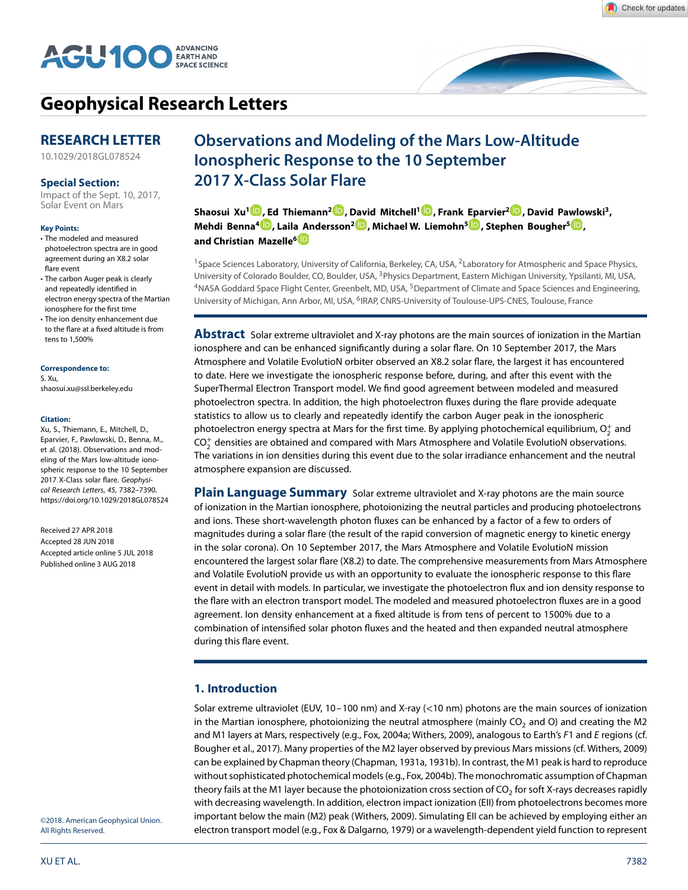# Geophysical Research Letters

## RESEARCH LETTER

10.1029/2018GL078524

**Special Section:**
Impact of the Sept. 10, 2017, Solar Event on Mars

**Key Points:**

- The modeled and measured photoelectron spectra are in good agreement during an X8.2 solar flare event
- The carbon Auger peak is clearly and repeatedly identified in electron energy spectra of the Martian ionosphere for the first time
- The ion density enhancement due to the flare at a fixed altitude is from tens to 1,500%

**Correspondence to:**
S. Xu,
shaosui.xu@ssl.berkeley.edu

**Citation:**
Xu, S., Thiemann, E., Mitchell, D., Eparvier, F., Pawlowski, D., Benna, M., et al. (2018). Observations and modeling of the Mars low-altitude ionospheric response to the 10 September 2017 X-Class solar flare. *Geophysical Research Letters*, *45*, 7382–7390. https://doi.org/10.1029/2018GL078524

Received 27 APR 2018
Accepted 28 JUN 2018
Accepted article online 5 JUL 2018
Published online 3 AUG 2018

©2018. American Geophysical Union. All Rights Reserved.

# Observations and Modeling of the Mars Low-Altitude Ionospheric Response to the 10 September 2017 X-Class Solar Flare

**Shaosui Xu[1], Ed Thiemann[2], David Mitchell[1], Frank Eparvier[2], David Pawlowski[3], Mehdi Benna[4], Laila Andersson[2], Michael W. Liemohn[5], Stephen Bougher[5], and Christian Mazelle[6]**

[1]Space Sciences Laboratory, University of California, Berkeley, CA, USA, [2]Laboratory for Atmospheric and Space Physics, University of Colorado Boulder, CO, Boulder, USA, [3]Physics Department, Eastern Michigan University, Ypsilanti, MI, USA, [4]NASA Goddard Space Flight Center, Greenbelt, MD, USA, [5]Department of Climate and Space Sciences and Engineering, University of Michigan, Ann Arbor, MI, USA, [6]IRAP, CNRS-University of Toulouse-UPS-CNES, Toulouse, France

**Abstract** Solar extreme ultraviolet and X-ray photons are the main sources of ionization in the Martian ionosphere and can be enhanced significantly during a solar flare. On 10 September 2017, the Mars Atmosphere and Volatile EvolutioN orbiter observed an X8.2 solar flare, the largest it has encountered to date. Here we investigate the ionospheric response before, during, and after this event with the SuperThermal Electron Transport model. We find good agreement between modeled and measured photoelectron spectra. In addition, the high photoelectron fluxes during the flare provide adequate statistics to allow us to clearly and repeatedly identify the carbon Auger peak in the ionospheric photoelectron energy spectra at Mars for the first time. By applying photochemical equilibrium, $O_2^+$ and $CO_2^+$ densities are obtained and compared with Mars Atmosphere and Volatile EvolutioN observations. The variations in ion densities during this event due to the solar irradiance enhancement and the neutral atmosphere expansion are discussed.

**Plain Language Summary** Solar extreme ultraviolet and X-ray photons are the main source of ionization in the Martian ionosphere, photoionizing the neutral particles and producing photoelectrons and ions. These short-wavelength photon fluxes can be enhanced by a factor of a few to orders of magnitudes during a solar flare (the result of the rapid conversion of magnetic energy to kinetic energy in the solar corona). On 10 September 2017, the Mars Atmosphere and Volatile EvolutioN mission encountered the largest solar flare (X8.2) to date. The comprehensive measurements from Mars Atmosphere and Volatile EvolutioN provide us with an opportunity to evaluate the ionospheric response to this flare event in detail with models. In particular, we investigate the photoelectron flux and ion density response to the flare with an electron transport model. The modeled and measured photoelectron fluxes are in a good agreement. Ion density enhancement at a fixed altitude is from tens of percent to 1500% due to a combination of intensified solar photon fluxes and the heated and then expanded neutral atmosphere during this flare event.

## 1. Introduction

Solar extreme ultraviolet (EUV, 10–100 nm) and X-ray (<10 nm) photons are the main sources of ionization in the Martian ionosphere, photoionizing the neutral atmosphere (mainly $CO_2$ and O) and creating the M2 and M1 layers at Mars, respectively (e.g., Fox, 2004a; Withers, 2009), analogous to Earth's *F*1 and *E* regions (cf. Bougher et al., 2017). Many properties of the M2 layer observed by previous Mars missions (cf. Withers, 2009) can be explained by Chapman theory (Chapman, 1931a, 1931b). In contrast, the M1 peak is hard to reproduce without sophisticated photochemical models (e.g., Fox, 2004b). The monochromatic assumption of Chapman theory fails at the M1 layer because the photoionization cross section of $CO_2$ for soft X-rays decreases rapidly with decreasing wavelength. In addition, electron impact ionization (EII) from photoelectrons becomes more important below the main (M2) peak (Withers, 2009). Simulating EII can be achieved by employing either an electron transport model (e.g., Fox & Dalgarno, 1979) or a wavelength-dependent yield function to represent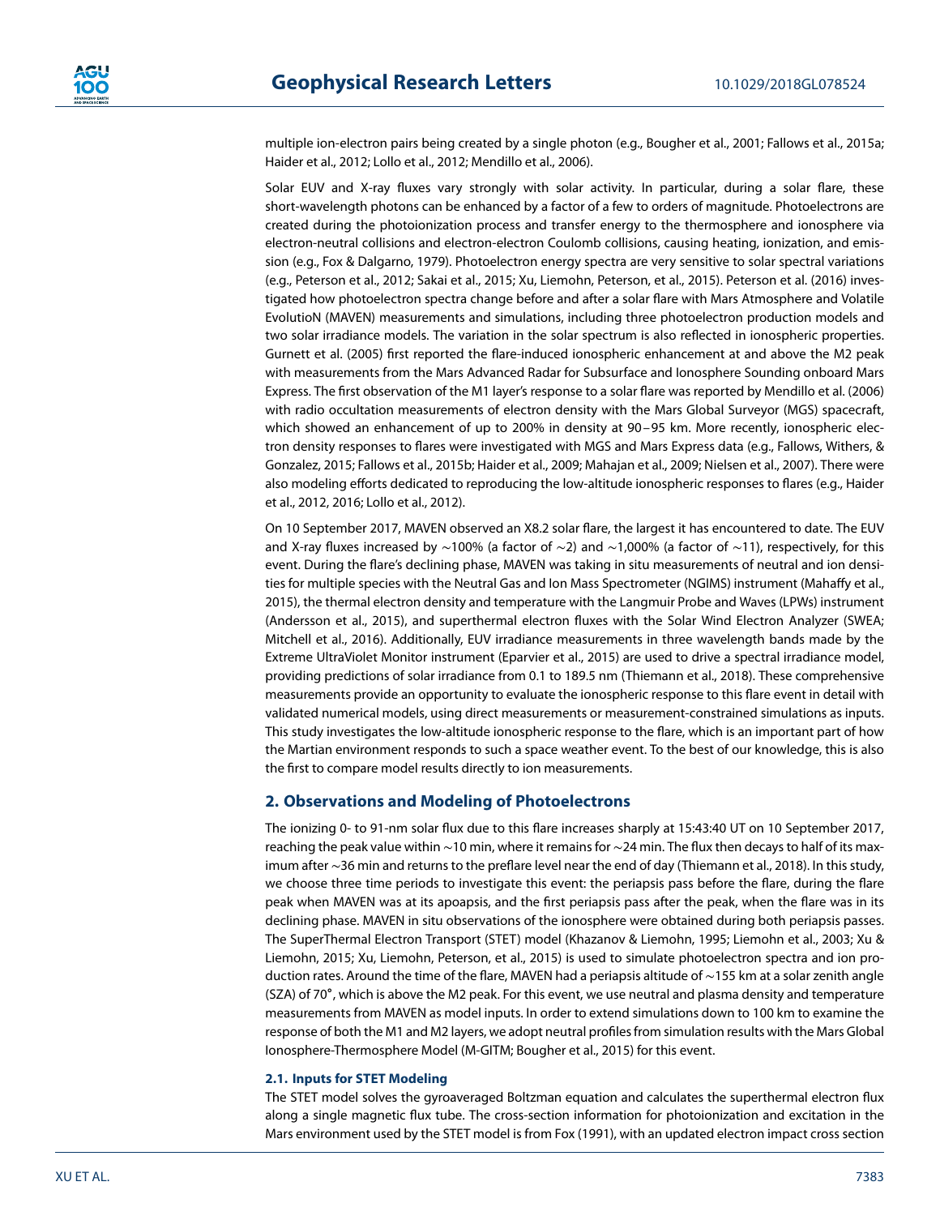multiple ion-electron pairs being created by a single photon (e.g., Bougher et al., 2001; Fallows et al., 2015a; Haider et al., 2012; Lollo et al., 2012; Mendillo et al., 2006).

Solar EUV and X-ray fluxes vary strongly with solar activity. In particular, during a solar flare, these short-wavelength photons can be enhanced by a factor of a few to orders of magnitude. Photoelectrons are created during the photoionization process and transfer energy to the thermosphere and ionosphere via electron-neutral collisions and electron-electron Coulomb collisions, causing heating, ionization, and emission (e.g., Fox & Dalgarno, 1979). Photoelectron energy spectra are very sensitive to solar spectral variations (e.g., Peterson et al., 2012; Sakai et al., 2015; Xu, Liemohn, Peterson, et al., 2015). Peterson et al. (2016) investigated how photoelectron spectra change before and after a solar flare with Mars Atmosphere and Volatile EvolutioN (MAVEN) measurements and simulations, including three photoelectron production models and two solar irradiance models. The variation in the solar spectrum is also reflected in ionospheric properties. Gurnett et al. (2005) first reported the flare-induced ionospheric enhancement at and above the M2 peak with measurements from the Mars Advanced Radar for Subsurface and Ionosphere Sounding onboard Mars Express. The first observation of the M1 layer's response to a solar flare was reported by Mendillo et al. (2006) with radio occultation measurements of electron density with the Mars Global Surveyor (MGS) spacecraft, which showed an enhancement of up to 200% in density at 90–95 km. More recently, ionospheric electron density responses to flares were investigated with MGS and Mars Express data (e.g., Fallows, Withers, & Gonzalez, 2015; Fallows et al., 2015b; Haider et al., 2009; Mahajan et al., 2009; Nielsen et al., 2007). There were also modeling efforts dedicated to reproducing the low-altitude ionospheric responses to flares (e.g., Haider et al., 2012, 2016; Lollo et al., 2012).

On 10 September 2017, MAVEN observed an X8.2 solar flare, the largest it has encountered to date. The EUV and X-ray fluxes increased by ~100% (a factor of ~2) and ~1,000% (a factor of ~11), respectively, for this event. During the flare's declining phase, MAVEN was taking in situ measurements of neutral and ion densities for multiple species with the Neutral Gas and Ion Mass Spectrometer (NGIMS) instrument (Mahaffy et al., 2015), the thermal electron density and temperature with the Langmuir Probe and Waves (LPWs) instrument (Andersson et al., 2015), and superthermal electron fluxes with the Solar Wind Electron Analyzer (SWEA; Mitchell et al., 2016). Additionally, EUV irradiance measurements in three wavelength bands made by the Extreme UltraViolet Monitor instrument (Eparvier et al., 2015) are used to drive a spectral irradiance model, providing predictions of solar irradiance from 0.1 to 189.5 nm (Thiemann et al., 2018). These comprehensive measurements provide an opportunity to evaluate the ionospheric response to this flare event in detail with validated numerical models, using direct measurements or measurement-constrained simulations as inputs. This study investigates the low-altitude ionospheric response to the flare, which is an important part of how the Martian environment responds to such a space weather event. To the best of our knowledge, this is also the first to compare model results directly to ion measurements.

## 2. Observations and Modeling of Photoelectrons

The ionizing 0- to 91-nm solar flux due to this flare increases sharply at 15:43:40 UT on 10 September 2017, reaching the peak value within ~10 min, where it remains for ~24 min. The flux then decays to half of its maximum after ~36 min and returns to the preflare level near the end of day (Thiemann et al., 2018). In this study, we choose three time periods to investigate this event: the periapsis pass before the flare, during the flare peak when MAVEN was at its apoapsis, and the first periapsis pass after the peak, when the flare was in its declining phase. MAVEN in situ observations of the ionosphere were obtained during both periapsis passes. The SuperThermal Electron Transport (STET) model (Khazanov & Liemohn, 1995; Liemohn et al., 2003; Xu & Liemohn, 2015; Xu, Liemohn, Peterson, et al., 2015) is used to simulate photoelectron spectra and ion production rates. Around the time of the flare, MAVEN had a periapsis altitude of ~155 km at a solar zenith angle (SZA) of 70°, which is above the M2 peak. For this event, we use neutral and plasma density and temperature measurements from MAVEN as model inputs. In order to extend simulations down to 100 km to examine the response of both the M1 and M2 layers, we adopt neutral profiles from simulation results with the Mars Global Ionosphere-Thermosphere Model (M-GITM; Bougher et al., 2015) for this event.

### 2.1. Inputs for STET Modeling

The STET model solves the gyroaveraged Boltzman equation and calculates the superthermal electron flux along a single magnetic flux tube. The cross-section information for photoionization and excitation in the Mars environment used by the STET model is from Fox (1991), with an updated electron impact cross section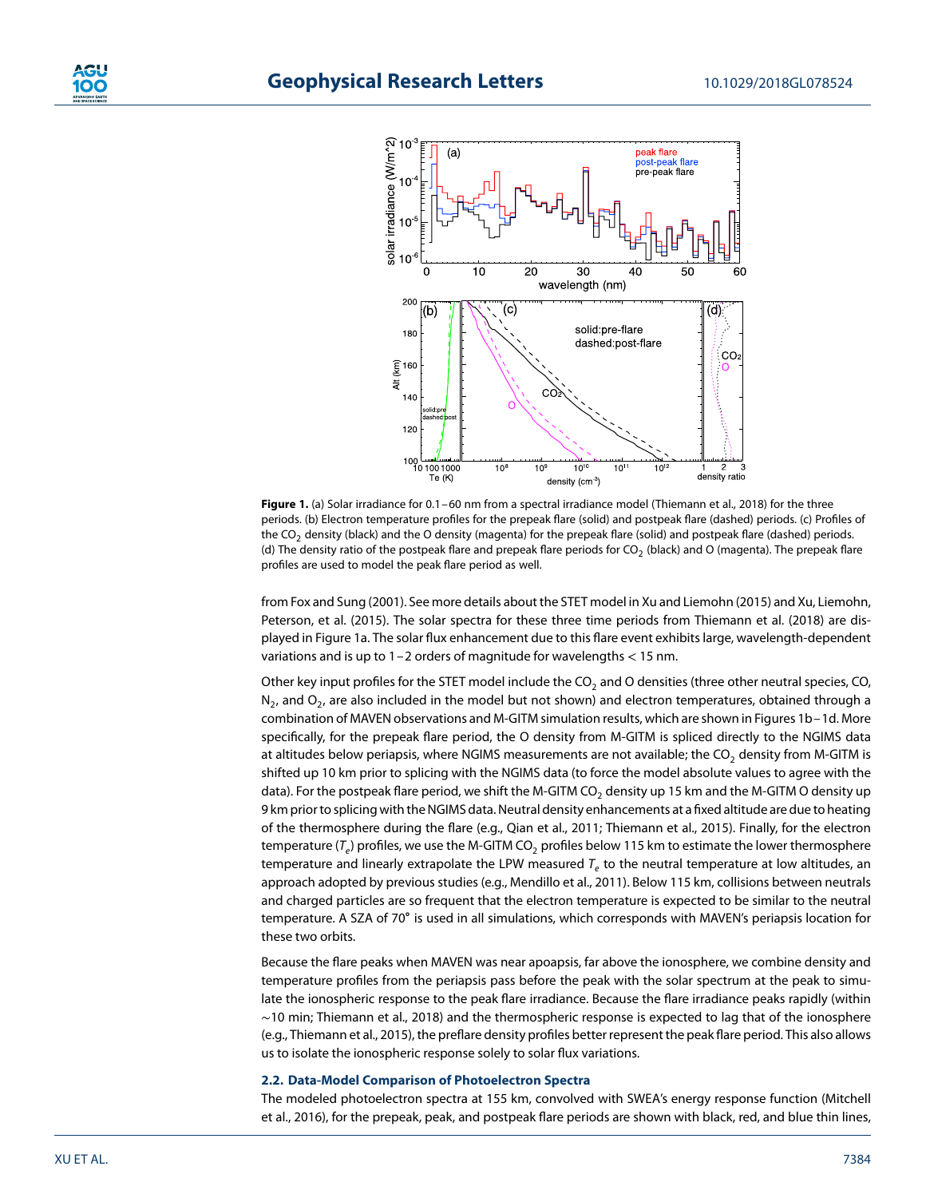**Figure 1.** (a) Solar irradiance for 0.1–60 nm from a spectral irradiance model (Thiemann et al., 2018) for the three periods. (b) Electron temperature profiles for the prepeak flare (solid) and postpeak flare (dashed) periods. (c) Profiles of the $CO_2$ density (black) and the O density (magenta) for the prepeak flare (solid) and postpeak flare (dashed) periods. (d) The density ratio of the postpeak flare and prepeak flare periods for $CO_2$ (black) and O (magenta). The prepeak flare profiles are used to model the peak flare period as well.

from Fox and Sung (2001). See more details about the STET model in Xu and Liemohn (2015) and Xu, Liemohn, Peterson, et al. (2015). The solar spectra for these three time periods from Thiemann et al. (2018) are displayed in Figure 1a. The solar flux enhancement due to this flare event exhibits large, wavelength-dependent variations and is up to 1–2 orders of magnitude for wavelengths < 15 nm.

Other key input profiles for the STET model include the $CO_2$ and O densities (three other neutral species, CO, $N_2$, and $O_2$, are also included in the model but not shown) and electron temperatures, obtained through a combination of MAVEN observations and M-GITM simulation results, which are shown in Figures 1b–1d. More specifically, for the prepeak flare period, the O density from M-GITM is spliced directly to the NGIMS data at altitudes below periapsis, where NGIMS measurements are not available; the $CO_2$ density from M-GITM is shifted up 10 km prior to splicing with the NGIMS data (to force the model absolute values to agree with the data). For the postpeak flare period, we shift the M-GITM $CO_2$ density up 15 km and the M-GITM O density up 9 km prior to splicing with the NGIMS data. Neutral density enhancements at a fixed altitude are due to heating of the thermosphere during the flare (e.g., Qian et al., 2011; Thiemann et al., 2015). Finally, for the electron temperature ($T_e$) profiles, we use the M-GITM $CO_2$ profiles below 115 km to estimate the lower thermosphere temperature and linearly extrapolate the LPW measured $T_e$ to the neutral temperature at low altitudes, an approach adopted by previous studies (e.g., Mendillo et al., 2011). Below 115 km, collisions between neutrals and charged particles are so frequent that the electron temperature is expected to be similar to the neutral temperature. A SZA of 70° is used in all simulations, which corresponds with MAVEN's periapsis location for these two orbits.

Because the flare peaks when MAVEN was near apoapsis, far above the ionosphere, we combine density and temperature profiles from the periapsis pass before the peak with the solar spectrum at the peak to simulate the ionospheric response to the peak flare irradiance. Because the flare irradiance peaks rapidly (within ~10 min; Thiemann et al., 2018) and the thermospheric response is expected to lag that of the ionosphere (e.g., Thiemann et al., 2015), the preflare density profiles better represent the peak flare period. This also allows us to isolate the ionospheric response solely to solar flux variations.

### 2.2. Data-Model Comparison of Photoelectron Spectra

The modeled photoelectron spectra at 155 km, convolved with SWEA's energy response function (Mitchell et al., 2016), for the prepeak, peak, and postpeak flare periods are shown with black, red, and blue thin lines,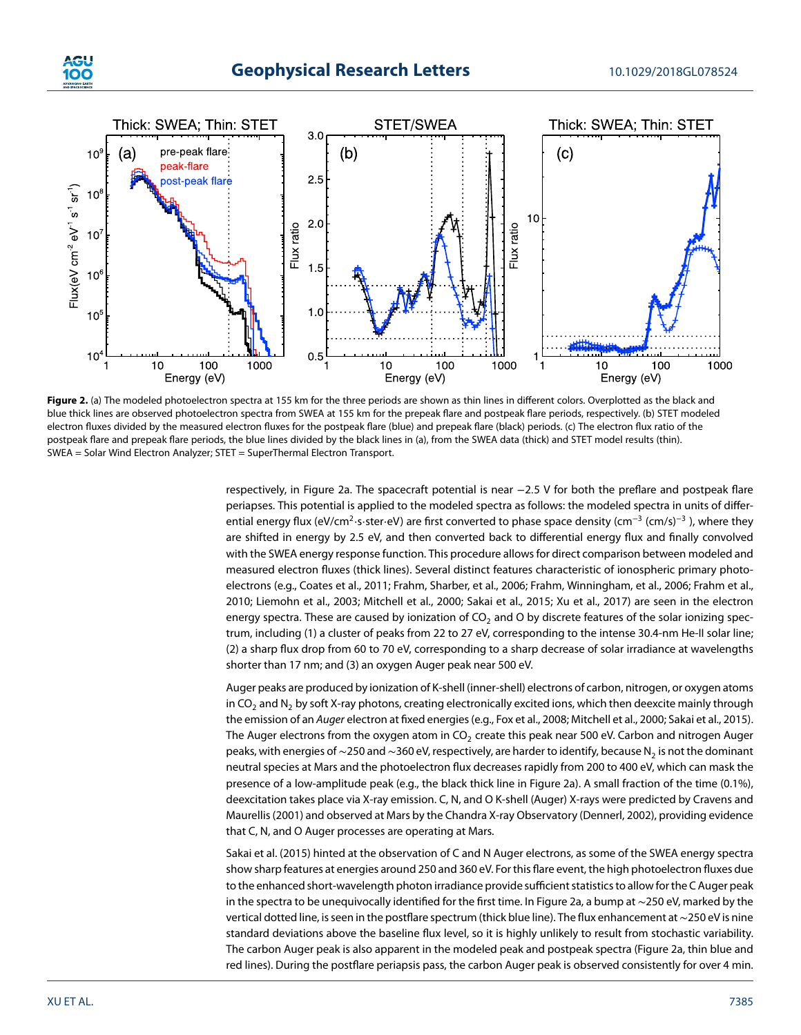**Figure 2.** (a) The modeled photoelectron spectra at 155 km for the three periods are shown as thin lines in different colors. Overplotted as the black and blue thick lines are observed photoelectron spectra from SWEA at 155 km for the prepeak flare and postpeak flare periods, respectively. (b) STET modeled electron fluxes divided by the measured electron fluxes for the postpeak flare (blue) and prepeak flare (black) periods. (c) The electron flux ratio of the postpeak flare and prepeak flare periods, the blue lines divided by the black lines in (a), from the SWEA data (thick) and STET model results (thin). SWEA = Solar Wind Electron Analyzer; STET = SuperThermal Electron Transport.

respectively, in Figure 2a. The spacecraft potential is near −2.5 V for both the preflare and postpeak flare periapses. This potential is applied to the modeled spectra as follows: the modeled spectra in units of differential energy flux (eV/cm$^2$·s·ster·eV) are first converted to phase space density (cm$^{-3}$ (cm/s)$^{-3}$ ), where they are shifted in energy by 2.5 eV, and then converted back to differential energy flux and finally convolved with the SWEA energy response function. This procedure allows for direct comparison between modeled and measured electron fluxes (thick lines). Several distinct features characteristic of ionospheric primary photoelectrons (e.g., Coates et al., 2011; Frahm, Sharber, et al., 2006; Frahm, Winningham, et al., 2006; Frahm et al., 2010; Liemohn et al., 2003; Mitchell et al., 2000; Sakai et al., 2015; Xu et al., 2017) are seen in the electron energy spectra. These are caused by ionization of $CO_2$ and O by discrete features of the solar ionizing spectrum, including (1) a cluster of peaks from 22 to 27 eV, corresponding to the intense 30.4-nm He-II solar line; (2) a sharp flux drop from 60 to 70 eV, corresponding to a sharp decrease of solar irradiance at wavelengths shorter than 17 nm; and (3) an oxygen Auger peak near 500 eV.

Auger peaks are produced by ionization of K-shell (inner-shell) electrons of carbon, nitrogen, or oxygen atoms in $CO_2$ and $N_2$ by soft X-ray photons, creating electronically excited ions, which then deexcite mainly through the emission of an *Auger* electron at fixed energies (e.g., Fox et al., 2008; Mitchell et al., 2000; Sakai et al., 2015). The Auger electrons from the oxygen atom in $CO_2$ create this peak near 500 eV. Carbon and nitrogen Auger peaks, with energies of ~250 and ~360 eV, respectively, are harder to identify, because $N_2$ is not the dominant neutral species at Mars and the photoelectron flux decreases rapidly from 200 to 400 eV, which can mask the presence of a low-amplitude peak (e.g., the black thick line in Figure 2a). A small fraction of the time (0.1%), deexcitation takes place via X-ray emission. C, N, and O K-shell (Auger) X-rays were predicted by Cravens and Maurellis (2001) and observed at Mars by the Chandra X-ray Observatory (Dennerl, 2002), providing evidence that C, N, and O Auger processes are operating at Mars.

Sakai et al. (2015) hinted at the observation of C and N Auger electrons, as some of the SWEA energy spectra show sharp features at energies around 250 and 360 eV. For this flare event, the high photoelectron fluxes due to the enhanced short-wavelength photon irradiance provide sufficient statistics to allow for the C Auger peak in the spectra to be unequivocally identified for the first time. In Figure 2a, a bump at ~250 eV, marked by the vertical dotted line, is seen in the postflare spectrum (thick blue line). The flux enhancement at ~250 eV is nine standard deviations above the baseline flux level, so it is highly unlikely to result from stochastic variability. The carbon Auger peak is also apparent in the modeled peak and postpeak spectra (Figure 2a, thin blue and red lines). During the postflare periapsis pass, the carbon Auger peak is observed consistently for over 4 min.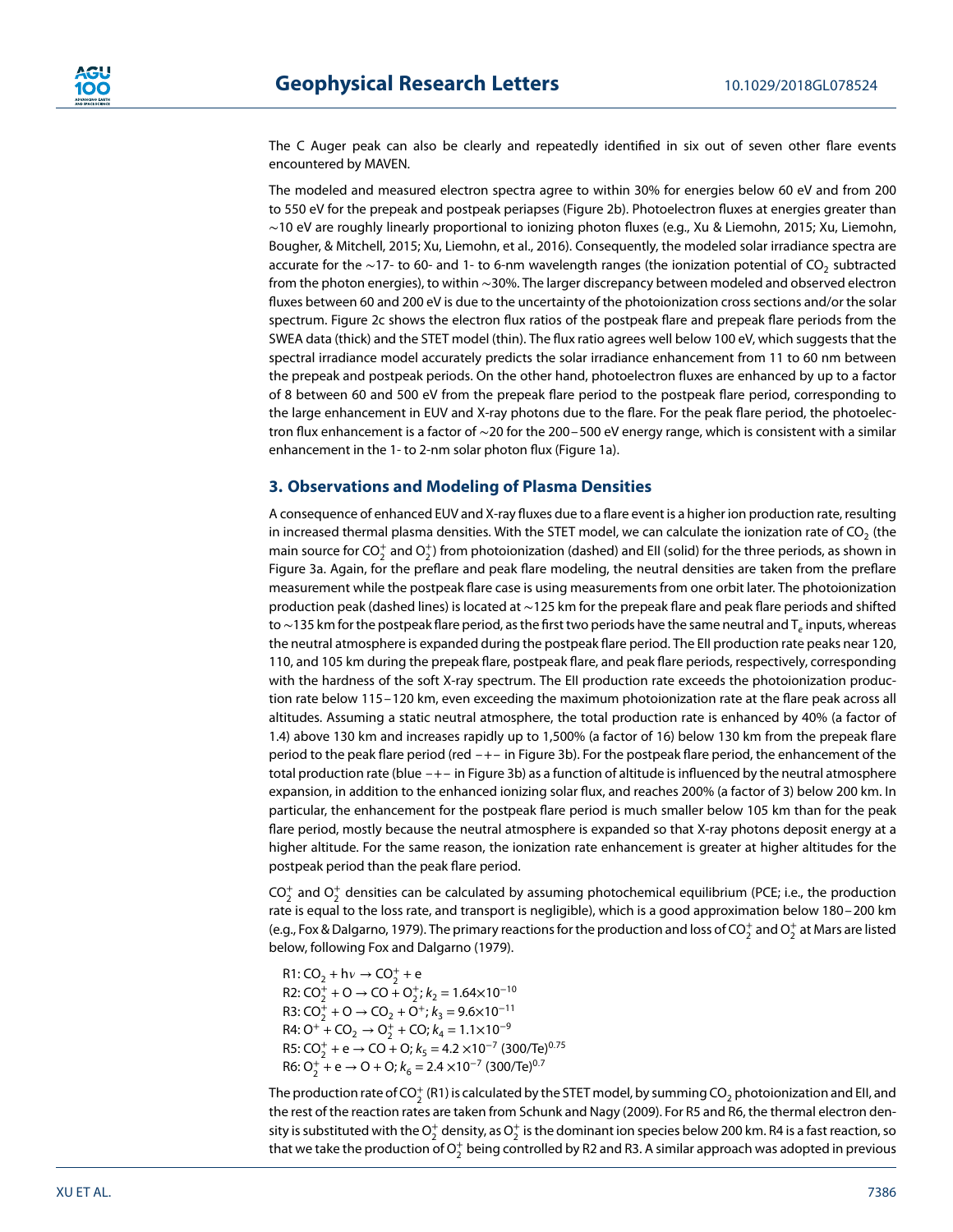The C Auger peak can also be clearly and repeatedly identified in six out of seven other flare events encountered by MAVEN.

The modeled and measured electron spectra agree to within 30% for energies below 60 eV and from 200 to 550 eV for the prepeak and postpeak periapses (Figure 2b). Photoelectron fluxes at energies greater than ~10 eV are roughly linearly proportional to ionizing photon fluxes (e.g., Xu & Liemohn, 2015; Xu, Liemohn, Bougher, & Mitchell, 2015; Xu, Liemohn, et al., 2016). Consequently, the modeled solar irradiance spectra are accurate for the ~17- to 60- and 1- to 6-nm wavelength ranges (the ionization potential of $CO_2$ subtracted from the photon energies), to within ~30%. The larger discrepancy between modeled and observed electron fluxes between 60 and 200 eV is due to the uncertainty of the photoionization cross sections and/or the solar spectrum. Figure 2c shows the electron flux ratios of the postpeak flare and prepeak flare periods from the SWEA data (thick) and the STET model (thin). The flux ratio agrees well below 100 eV, which suggests that the spectral irradiance model accurately predicts the solar irradiance enhancement from 11 to 60 nm between the prepeak and postpeak periods. On the other hand, photoelectron fluxes are enhanced by up to a factor of 8 between 60 and 500 eV from the prepeak flare period to the postpeak flare period, corresponding to the large enhancement in EUV and X-ray photons due to the flare. For the peak flare period, the photoelectron flux enhancement is a factor of ~20 for the 200–500 eV energy range, which is consistent with a similar enhancement in the 1- to 2-nm solar photon flux (Figure 1a).

## 3. Observations and Modeling of Plasma Densities

A consequence of enhanced EUV and X-ray fluxes due to a flare event is a higher ion production rate, resulting in increased thermal plasma densities. With the STET model, we can calculate the ionization rate of $CO_2$ (the main source for $CO_2^+$ and $O_2^+$) from photoionization (dashed) and EII (solid) for the three periods, as shown in Figure 3a. Again, for the preflare and peak flare modeling, the neutral densities are taken from the preflare measurement while the postpeak flare case is using measurements from one orbit later. The photoionization production peak (dashed lines) is located at ~125 km for the prepeak flare and peak flare periods and shifted to ~135 km for the postpeak flare period, as the first two periods have the same neutral and $T_e$ inputs, whereas the neutral atmosphere is expanded during the postpeak flare period. The EII production rate peaks near 120, 110, and 105 km during the prepeak flare, postpeak flare, and peak flare periods, respectively, corresponding with the hardness of the soft X-ray spectrum. The EII production rate exceeds the photoionization production rate below 115–120 km, even exceeding the maximum photoionization rate at the flare peak across all altitudes. Assuming a static neutral atmosphere, the total production rate is enhanced by 40% (a factor of 1.4) above 130 km and increases rapidly up to 1,500% (a factor of 16) below 130 km from the prepeak flare period to the peak flare period (red −+− in Figure 3b). For the postpeak flare period, the enhancement of the total production rate (blue −+− in Figure 3b) as a function of altitude is influenced by the neutral atmosphere expansion, in addition to the enhanced ionizing solar flux, and reaches 200% (a factor of 3) below 200 km. In particular, the enhancement for the postpeak flare period is much smaller below 105 km than for the peak flare period, mostly because the neutral atmosphere is expanded so that X-ray photons deposit energy at a higher altitude. For the same reason, the ionization rate enhancement is greater at higher altitudes for the postpeak period than the peak flare period.

$CO_2^+$ and $O_2^+$ densities can be calculated by assuming photochemical equilibrium (PCE; i.e., the production rate is equal to the loss rate, and transport is negligible), which is a good approximation below 180–200 km (e.g., Fox & Dalgarno, 1979). The primary reactions for the production and loss of $CO_2^+$ and $O_2^+$ at Mars are listed below, following Fox and Dalgarno (1979).

R1: $CO_2 + h\nu \rightarrow CO_2^+ + e$

R2: $CO_2^+ + O \rightarrow CO + O_2^+$; $k_2 = 1.64\times10^{-10}$

R3: $CO_2^+ + O \rightarrow CO_2 + O^+$; $k_3 = 9.6\times10^{-11}$

R4: $O^+ + CO_2 \rightarrow O_2^+ + CO$; $k_4 = 1.1\times10^{-9}$

R5: $CO_2^+ + e \rightarrow CO + O$; $k_5 = 4.2\times10^{-7}\,(300/Te)^{0.75}$

R6: $O_2^+ + e \rightarrow O + O$; $k_6 = 2.4\times10^{-7}\,(300/Te)^{0.7}$

The production rate of $CO_2^+$ (R1) is calculated by the STET model, by summing $CO_2$ photoionization and EII, and the rest of the reaction rates are taken from Schunk and Nagy (2009). For R5 and R6, the thermal electron density is substituted with the $O_2^+$ density, as $O_2^+$ is the dominant ion species below 200 km. R4 is a fast reaction, so that we take the production of $O_2^+$ being controlled by R2 and R3. A similar approach was adopted in previous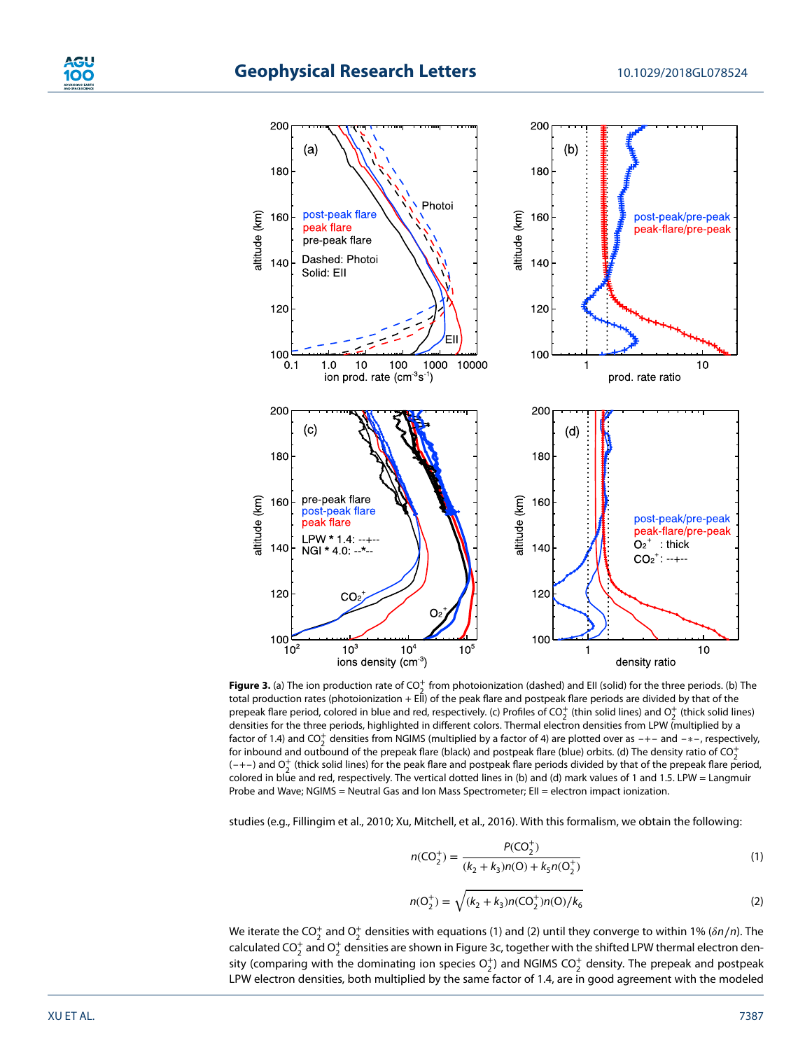**Figure 3.** (a) The ion production rate of $CO_2^+$ from photoionization (dashed) and EII (solid) for the three periods. (b) The total production rates (photoionization + EII) of the peak flare and postpeak flare periods are divided by that of the prepeak flare period, colored in blue and red, respectively. (c) Profiles of $CO_2^+$ (thin solid lines) and $O_2^+$ (thick solid lines) densities for the three periods, highlighted in different colors. Thermal electron densities from LPW (multiplied by a factor of 1.4) and $CO_2^+$ densities from NGIMS (multiplied by a factor of 4) are plotted over as −+− and −*−, respectively, for inbound and outbound of the prepeak flare (black) and postpeak flare (blue) orbits. (d) The density ratio of $CO_2^+$ (−+−) and $O_2^+$ (thick solid lines) for the peak flare and postpeak flare periods divided by that of the prepeak flare period, colored in blue and red, respectively. The vertical dotted lines in (b) and (d) mark values of 1 and 1.5. LPW = Langmuir Probe and Wave; NGIMS = Neutral Gas and Ion Mass Spectrometer; EII = electron impact ionization.

studies (e.g., Fillingim et al., 2010; Xu, Mitchell, et al., 2016). With this formalism, we obtain the following:

$$n(CO_2^+) = \frac{P(CO_2^+)}{(k_2 + k_3)n(O) + k_5 n(O_2^+)} \tag{1}$$

$$n(O_2^+) = \sqrt{(k_2 + k_3)n(CO_2^+)n(O)/k_6} \tag{2}$$

We iterate the $CO_2^+$ and $O_2^+$ densities with equations (1) and (2) until they converge to within 1% ($\delta n/n$). The calculated $CO_2^+$ and $O_2^+$ densities are shown in Figure 3c, together with the shifted LPW thermal electron density (comparing with the dominating ion species $O_2^+$) and NGIMS $CO_2^+$ density. The prepeak and postpeak LPW electron densities, both multiplied by the same factor of 1.4, are in good agreement with the modeled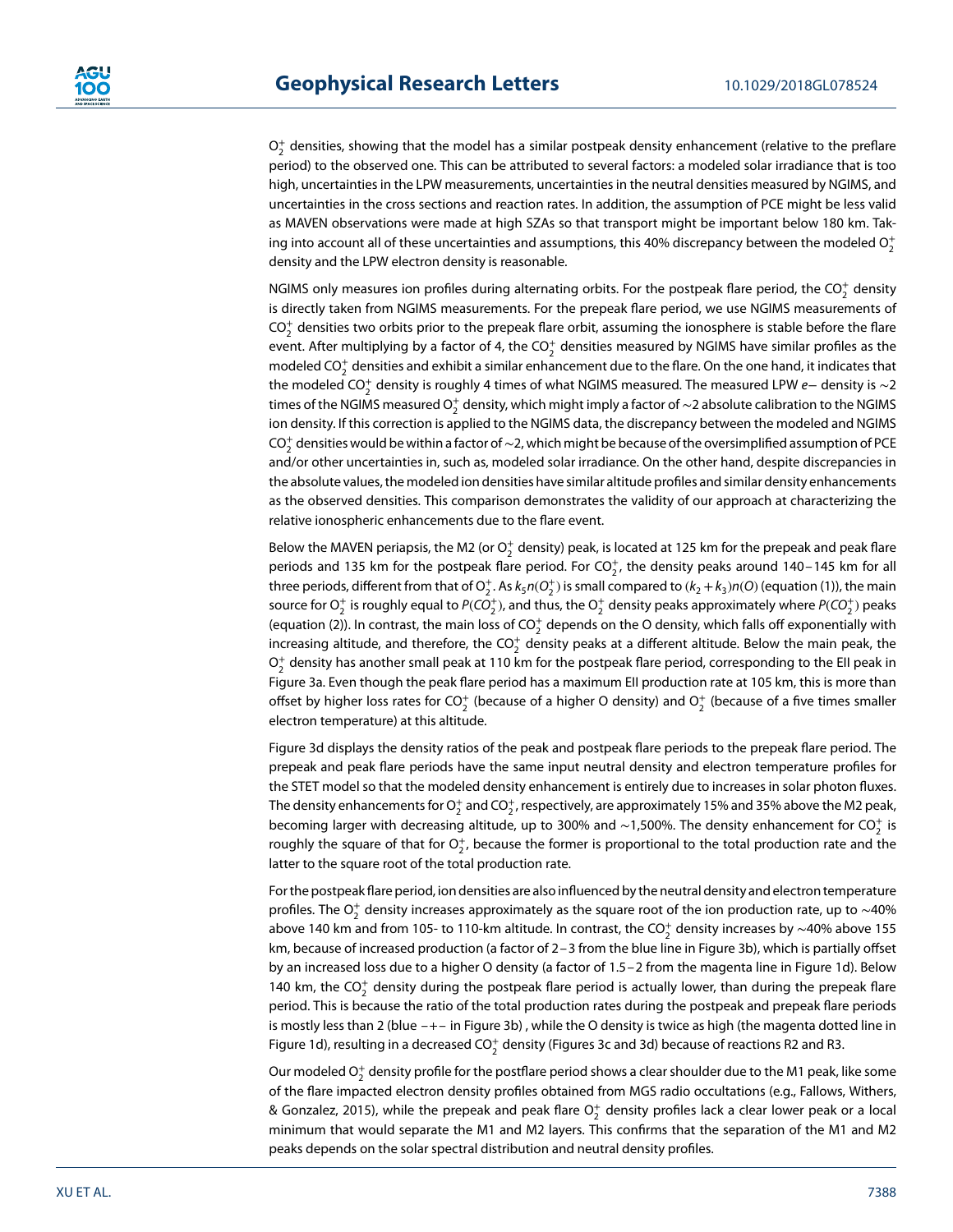$O_2^+$ densities, showing that the model has a similar postpeak density enhancement (relative to the preflare period) to the observed one. This can be attributed to several factors: a modeled solar irradiance that is too high, uncertainties in the LPW measurements, uncertainties in the neutral densities measured by NGIMS, and uncertainties in the cross sections and reaction rates. In addition, the assumption of PCE might be less valid as MAVEN observations were made at high SZAs so that transport might be important below 180 km. Taking into account all of these uncertainties and assumptions, this 40% discrepancy between the modeled $O_2^+$ density and the LPW electron density is reasonable.

NGIMS only measures ion profiles during alternating orbits. For the postpeak flare period, the $CO_2^+$ density is directly taken from NGIMS measurements. For the prepeak flare period, we use NGIMS measurements of $CO_2^+$ densities two orbits prior to the prepeak flare orbit, assuming the ionosphere is stable before the flare event. After multiplying by a factor of 4, the $CO_2^+$ densities measured by NGIMS have similar profiles as the modeled $CO_2^+$ densities and exhibit a similar enhancement due to the flare. On the one hand, it indicates that the modeled $CO_2^+$ density is roughly 4 times of what NGIMS measured. The measured LPW *e*− density is ∼2 times of the NGIMS measured $O_2^+$ density, which might imply a factor of ∼2 absolute calibration to the NGIMS ion density. If this correction is applied to the NGIMS data, the discrepancy between the modeled and NGIMS $CO_2^+$ densities would be within a factor of ∼2, which might be because of the oversimplified assumption of PCE and/or other uncertainties in, such as, modeled solar irradiance. On the other hand, despite discrepancies in the absolute values, the modeled ion densities have similar altitude profiles and similar density enhancements as the observed densities. This comparison demonstrates the validity of our approach at characterizing the relative ionospheric enhancements due to the flare event.

Below the MAVEN periapsis, the M2 (or $O_2^+$ density) peak, is located at 125 km for the prepeak and peak flare periods and 135 km for the postpeak flare period. For $CO_2^+$, the density peaks around 140–145 km for all three periods, different from that of $O_2^+$. As $k_5 n(O_2^+)$ is small compared to $(k_2 + k_3)n(O)$ (equation (1)), the main source for $O_2^+$ is roughly equal to $P(CO_2^+)$, and thus, the $O_2^+$ density peaks approximately where $P(CO_2^+)$ peaks (equation (2)). In contrast, the main loss of $CO_2^+$ depends on the O density, which falls off exponentially with increasing altitude, and therefore, the $CO_2^+$ density peaks at a different altitude. Below the main peak, the $O_2^+$ density has another small peak at 110 km for the postpeak flare period, corresponding to the EII peak in Figure 3a. Even though the peak flare period has a maximum EII production rate at 105 km, this is more than offset by higher loss rates for $CO_2^+$ (because of a higher O density) and $O_2^+$ (because of a five times smaller electron temperature) at this altitude.

Figure 3d displays the density ratios of the peak and postpeak flare periods to the prepeak flare period. The prepeak and peak flare periods have the same input neutral density and electron temperature profiles for the STET model so that the modeled density enhancement is entirely due to increases in solar photon fluxes. The density enhancements for $O_2^+$ and $CO_2^+$, respectively, are approximately 15% and 35% above the M2 peak, becoming larger with decreasing altitude, up to 300% and ∼1,500%. The density enhancement for $CO_2^+$ is roughly the square of that for $O_2^+$, because the former is proportional to the total production rate and the latter to the square root of the total production rate.

For the postpeak flare period, ion densities are also influenced by the neutral density and electron temperature profiles. The $O_2^+$ density increases approximately as the square root of the ion production rate, up to ∼40% above 140 km and from 105- to 110-km altitude. In contrast, the $CO_2^+$ density increases by ∼40% above 155 km, because of increased production (a factor of 2–3 from the blue line in Figure 3b), which is partially offset by an increased loss due to a higher O density (a factor of 1.5–2 from the magenta line in Figure 1d). Below 140 km, the $CO_2^+$ density during the postpeak flare period is actually lower, than during the prepeak flare period. This is because the ratio of the total production rates during the postpeak and prepeak flare periods is mostly less than 2 (blue −+− in Figure 3b) , while the O density is twice as high (the magenta dotted line in Figure 1d), resulting in a decreased $CO_2^+$ density (Figures 3c and 3d) because of reactions R2 and R3.

Our modeled $O_2^+$ density profile for the postflare period shows a clear shoulder due to the M1 peak, like some of the flare impacted electron density profiles obtained from MGS radio occultations (e.g., Fallows, Withers, & Gonzalez, 2015), while the prepeak and peak flare $O_2^+$ density profiles lack a clear lower peak or a local minimum that would separate the M1 and M2 layers. This confirms that the separation of the M1 and M2 peaks depends on the solar spectral distribution and neutral density profiles.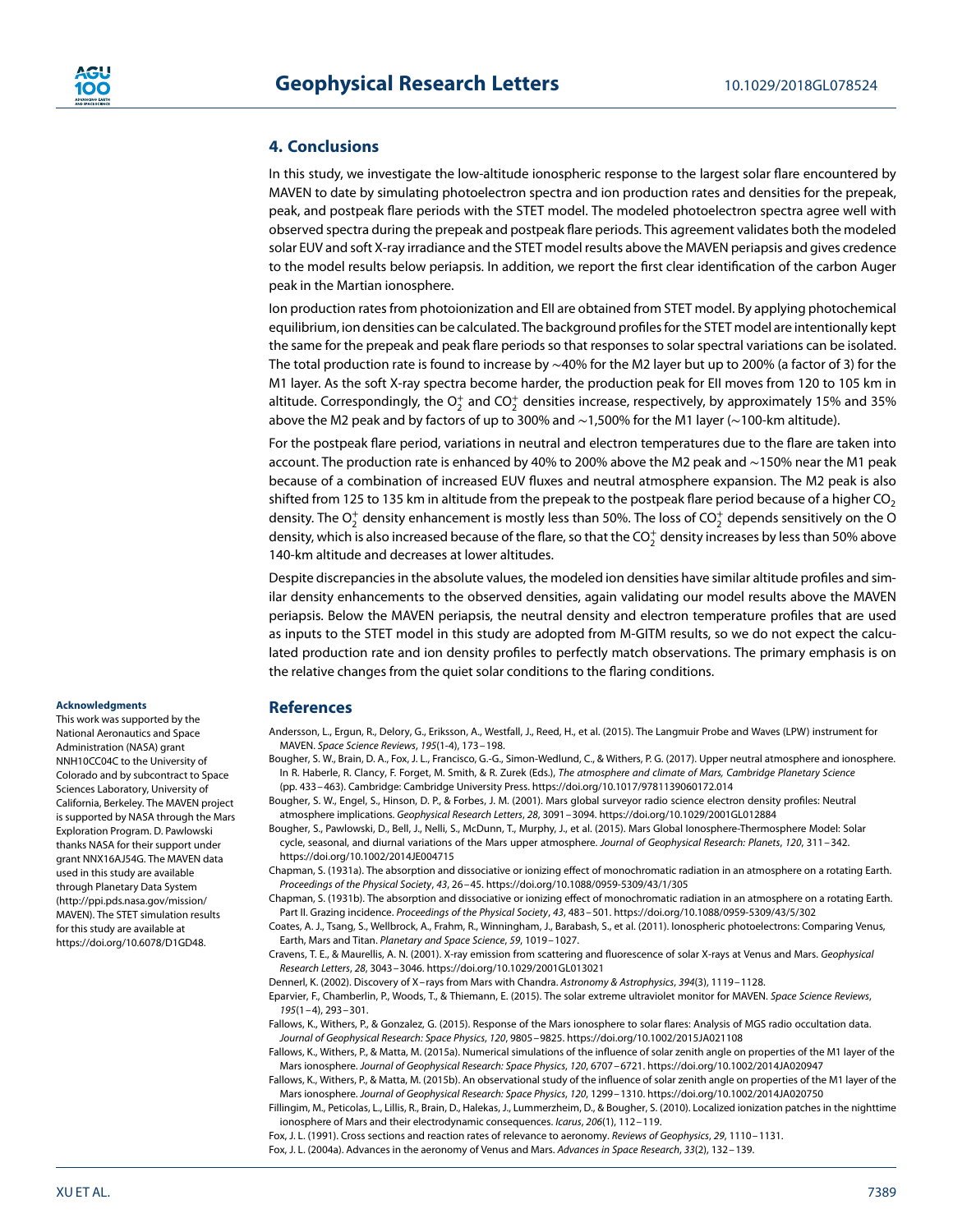## 4. Conclusions

In this study, we investigate the low-altitude ionospheric response to the largest solar flare encountered by MAVEN to date by simulating photoelectron spectra and ion production rates and densities for the prepeak, peak, and postpeak flare periods with the STET model. The modeled photoelectron spectra agree well with observed spectra during the prepeak and postpeak flare periods. This agreement validates both the modeled solar EUV and soft X-ray irradiance and the STET model results above the MAVEN periapsis and gives credence to the model results below periapsis. In addition, we report the first clear identification of the carbon Auger peak in the Martian ionosphere.

Ion production rates from photoionization and EII are obtained from STET model. By applying photochemical equilibrium, ion densities can be calculated. The background profiles for the STET model are intentionally kept the same for the prepeak and peak flare periods so that responses to solar spectral variations can be isolated. The total production rate is found to increase by ~40% for the M2 layer but up to 200% (a factor of 3) for the M1 layer. As the soft X-ray spectra become harder, the production peak for EII moves from 120 to 105 km in altitude. Correspondingly, the $O_2^+$ and $CO_2^+$ densities increase, respectively, by approximately 15% and 35% above the M2 peak and by factors of up to 300% and ~1,500% for the M1 layer (~100-km altitude).

For the postpeak flare period, variations in neutral and electron temperatures due to the flare are taken into account. The production rate is enhanced by 40% to 200% above the M2 peak and ~150% near the M1 peak because of a combination of increased EUV fluxes and neutral atmosphere expansion. The M2 peak is also shifted from 125 to 135 km in altitude from the prepeak to the postpeak flare period because of a higher $CO_2$ density. The $O_2^+$ density enhancement is mostly less than 50%. The loss of $CO_2^+$ depends sensitively on the O density, which is also increased because of the flare, so that the $CO_2^+$ density increases by less than 50% above 140-km altitude and decreases at lower altitudes.

Despite discrepancies in the absolute values, the modeled ion densities have similar altitude profiles and similar density enhancements to the observed densities, again validating our model results above the MAVEN periapsis. Below the MAVEN periapsis, the neutral density and electron temperature profiles that are used as inputs to the STET model in this study are adopted from M-GITM results, so we do not expect the calculated production rate and ion density profiles to perfectly match observations. The primary emphasis is on the relative changes from the quiet solar conditions to the flaring conditions.

#### Acknowledgments

This work was supported by the National Aeronautics and Space Administration (NASA) grant NNH10CC04C to the University of Colorado and by subcontract to Space Sciences Laboratory, University of California, Berkeley. The MAVEN project is supported by NASA through the Mars Exploration Program. D. Pawlowski thanks NASA for their support under grant NNX16AJ54G. The MAVEN data used in this study are available through Planetary Data System (http://ppi.pds.nasa.gov/mission/MAVEN). The STET simulation results for this study are available at https://doi.org/10.6078/D1GD48.

## References

Andersson, L., Ergun, R., Delory, G., Eriksson, A., Westfall, J., Reed, H., et al. (2015). The Langmuir Probe and Waves (LPW) instrument for MAVEN. *Space Science Reviews*, *195*(1-4), 173–198.

Bougher, S. W., Brain, D. A., Fox, J. L., Francisco, G.-G., Simon-Wedlund, C., & Withers, P. G. (2017). Upper neutral atmosphere and ionosphere. In R. Haberle, R. Clancy, F. Forget, M. Smith, & R. Zurek (Eds.), *The atmosphere and climate of Mars, Cambridge Planetary Science* (pp. 433–463). Cambridge: Cambridge University Press. https://doi.org/10.1017/9781139060172.014

Bougher, S. W., Engel, S., Hinson, D. P., & Forbes, J. M. (2001). Mars global surveyor radio science electron density profiles: Neutral atmosphere implications. *Geophysical Research Letters*, *28*, 3091–3094. https://doi.org/10.1029/2001GL012884

Bougher, S., Pawlowski, D., Bell, J., Nelli, S., McDunn, T., Murphy, J., et al. (2015). Mars Global Ionosphere-Thermosphere Model: Solar cycle, seasonal, and diurnal variations of the Mars upper atmosphere. *Journal of Geophysical Research: Planets*, *120*, 311–342. https://doi.org/10.1002/2014JE004715

Chapman, S. (1931a). The absorption and dissociative or ionizing effect of monochromatic radiation in an atmosphere on a rotating Earth. *Proceedings of the Physical Society*, *43*, 26–45. https://doi.org/10.1088/0959-5309/43/1/305

Chapman, S. (1931b). The absorption and dissociative or ionizing effect of monochromatic radiation in an atmosphere on a rotating Earth. Part II. Grazing incidence. *Proceedings of the Physical Society*, *43*, 483–501. https://doi.org/10.1088/0959-5309/43/5/302

Coates, A. J., Tsang, S., Wellbrock, A., Frahm, R., Winningham, J., Barabash, S., et al. (2011). Ionospheric photoelectrons: Comparing Venus, Earth, Mars and Titan. *Planetary and Space Science*, *59*, 1019–1027.

Cravens, T. E., & Maurellis, A. N. (2001). X-ray emission from scattering and fluorescence of solar X-rays at Venus and Mars. *Geophysical Research Letters*, *28*, 3043–3046. https://doi.org/10.1029/2001GL013021

Dennerl, K. (2002). Discovery of X–rays from Mars with Chandra. *Astronomy & Astrophysics*, *394*(3), 1119–1128.

Eparvier, F., Chamberlin, P., Woods, T., & Thiemann, E. (2015). The solar extreme ultraviolet monitor for MAVEN. *Space Science Reviews*, *195*(1–4), 293–301.

Fallows, K., Withers, P., & Gonzalez, G. (2015). Response of the Mars ionosphere to solar flares: Analysis of MGS radio occultation data. *Journal of Geophysical Research: Space Physics*, *120*, 9805–9825. https://doi.org/10.1002/2015JA021108

Fallows, K., Withers, P., & Matta, M. (2015a). Numerical simulations of the influence of solar zenith angle on properties of the M1 layer of the Mars ionosphere. *Journal of Geophysical Research: Space Physics*, *120*, 6707–6721. https://doi.org/10.1002/2014JA020947

Fallows, K., Withers, P., & Matta, M. (2015b). An observational study of the influence of solar zenith angle on properties of the M1 layer of the Mars ionosphere. *Journal of Geophysical Research: Space Physics*, *120*, 1299–1310. https://doi.org/10.1002/2014JA020750

Fillingim, M., Peticolas, L., Lillis, R., Brain, D., Halekas, J., Lummerzheim, D., & Bougher, S. (2010). Localized ionization patches in the nighttime ionosphere of Mars and their electrodynamic consequences. *Icarus*, *206*(1), 112–119.

Fox, J. L. (1991). Cross sections and reaction rates of relevance to aeronomy. *Reviews of Geophysics*, *29*, 1110–1131.

Fox, J. L. (2004a). Advances in the aeronomy of Venus and Mars. *Advances in Space Research*, *33*(2), 132–139.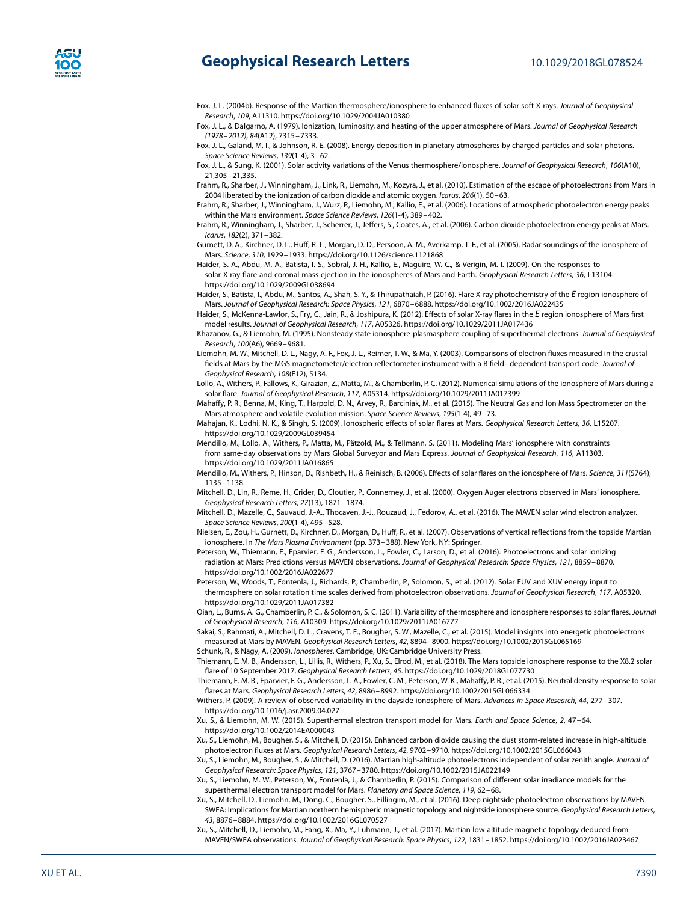Fox, J. L. (2004b). Response of the Martian thermosphere/ionosphere to enhanced fluxes of solar soft X-rays. *Journal of Geophysical Research*, *109*, A11310. https://doi.org/10.1029/2004JA010380

Fox, J. L., & Dalgarno, A. (1979). Ionization, luminosity, and heating of the upper atmosphere of Mars. *Journal of Geophysical Research (1978–2012)*, *84*(A12), 7315–7333.

Fox, J. L., Galand, M. I., & Johnson, R. E. (2008). Energy deposition in planetary atmospheres by charged particles and solar photons. *Space Science Reviews*, *139*(1-4), 3–62.

Fox, J. L., & Sung, K. (2001). Solar activity variations of the Venus thermosphere/ionosphere. *Journal of Geophysical Research*, *106*(A10), 21,305–21,335.

Frahm, R., Sharber, J., Winningham, J., Link, R., Liemohn, M., Kozyra, J., et al. (2010). Estimation of the escape of photoelectrons from Mars in 2004 liberated by the ionization of carbon dioxide and atomic oxygen. *Icarus*, *206*(1), 50–63.

Frahm, R., Sharber, J., Winningham, J., Wurz, P., Liemohn, M., Kallio, E., et al. (2006). Locations of atmospheric photoelectron energy peaks within the Mars environment. *Space Science Reviews*, *126*(1-4), 389–402.

Frahm, R., Winningham, J., Sharber, J., Scherrer, J., Jeffers, S., Coates, A., et al. (2006). Carbon dioxide photoelectron energy peaks at Mars. *Icarus*, *182*(2), 371–382.

Gurnett, D. A., Kirchner, D. L., Huff, R. L., Morgan, D. D., Persoon, A. M., Averkamp, T. F., et al. (2005). Radar soundings of the ionosphere of Mars. *Science*, *310*, 1929–1933. https://doi.org/10.1126/science.1121868

Haider, S. A., Abdu, M. A., Batista, I. S., Sobral, J. H., Kallio, E., Maguire, W. C., & Verigin, M. I. (2009). On the responses to solar X-ray flare and coronal mass ejection in the ionospheres of Mars and Earth. *Geophysical Research Letters*, *36*, L13104. https://doi.org/10.1029/2009GL038694

Haider, S., Batista, I., Abdu, M., Santos, A., Shah, S. Y., & Thirupathaiah, P. (2016). Flare X-ray photochemistry of the *E* region ionosphere of Mars. *Journal of Geophysical Research: Space Physics*, *121*, 6870–6888. https://doi.org/10.1002/2016JA022435

Haider, S., McKenna-Lawlor, S., Fry, C., Jain, R., & Joshipura, K. (2012). Effects of solar X-ray flares in the *E* region ionosphere of Mars first model results. *Journal of Geophysical Research*, *117*, A05326. https://doi.org/10.1029/2011JA017436

Khazanov, G., & Liemohn, M. (1995). Nonsteady state ionosphere-plasmasphere coupling of superthermal electrons. *Journal of Geophysical Research*, *100*(A6), 9669–9681.

Liemohn, M. W., Mitchell, D. L., Nagy, A. F., Fox, J. L., Reimer, T. W., & Ma, Y. (2003). Comparisons of electron fluxes measured in the crustal fields at Mars by the MGS magnetometer/electron reflectometer instrument with a B field–dependent transport code. *Journal of Geophysical Research*, *108*(E12), 5134.

Lollo, A., Withers, P., Fallows, K., Girazian, Z., Matta, M., & Chamberlin, P. C. (2012). Numerical simulations of the ionosphere of Mars during a solar flare. *Journal of Geophysical Research*, *117*, A05314. https://doi.org/10.1029/2011JA017399

Mahaffy, P. R., Benna, M., King, T., Harpold, D. N., Arvey, R., Barciniak, M., et al. (2015). The Neutral Gas and Ion Mass Spectrometer on the Mars atmosphere and volatile evolution mission. *Space Science Reviews*, *195*(1-4), 49–73.

Mahajan, K., Lodhi, N. K., & Singh, S. (2009). Ionospheric effects of solar flares at Mars. *Geophysical Research Letters*, *36*, L15207. https://doi.org/10.1029/2009GL039454

Mendillo, M., Lollo, A., Withers, P., Matta, M., Pätzold, M., & Tellmann, S. (2011). Modeling Mars' ionosphere with constraints from same-day observations by Mars Global Surveyor and Mars Express. *Journal of Geophysical Research*, *116*, A11303. https://doi.org/10.1029/2011JA016865

Mendillo, M., Withers, P., Hinson, D., Rishbeth, H., & Reinisch, B. (2006). Effects of solar flares on the ionosphere of Mars. *Science*, *311*(5764), 1135–1138.

Mitchell, D., Lin, R., Reme, H., Crider, D., Cloutier, P., Connerney, J., et al. (2000). Oxygen Auger electrons observed in Mars' ionosphere. *Geophysical Research Letters*, *27*(13), 1871–1874.

Mitchell, D., Mazelle, C., Sauvaud, J.-A., Thocaven, J.-J., Rouzaud, J., Fedorov, A., et al. (2016). The MAVEN solar wind electron analyzer. *Space Science Reviews*, *200*(1-4), 495–528.

Nielsen, E., Zou, H., Gurnett, D., Kirchner, D., Morgan, D., Huff, R., et al. (2007). Observations of vertical reflections from the topside Martian ionosphere. In *The Mars Plasma Environment* (pp. 373–388). New York, NY: Springer.

Peterson, W., Thiemann, E., Eparvier, F. G., Andersson, L., Fowler, C. M., Larson, D., et al. (2016). Photoelectrons and solar ionizing radiation at Mars: Predictions versus MAVEN observations. *Journal of Geophysical Research: Space Physics*, *121*, 8859–8870. https://doi.org/10.1002/2016JA022677

Peterson, W., Woods, T., Fontenla, J., Richards, P., Chamberlin, P., Solomon, S., et al. (2012). Solar EUV and XUV energy input to thermosphere on solar rotation time scales derived from photoelectron observations. *Journal of Geophysical Research*, *117*, A05320. https://doi.org/10.1029/2011JA017382

Qian, L., Burns, A. G., Chamberlin, P. C., & Solomon, S. C. (2011). Variability of thermosphere and ionosphere responses to solar flares. *Journal of Geophysical Research*, *116*, A10309. https://doi.org/10.1029/2011JA016777

Sakai, S., Rahmati, A., Mitchell, D. L., Cravens, T. E., Bougher, S. W., Mazelle, C., et al. (2015). Model insights into energetic photoelectrons measured at Mars by MAVEN. *Geophysical Research Letters*, *42*, 8894–8900. https://doi.org/10.1002/2015GL065169

Schunk, R., & Nagy, A. (2009). *Ionospheres*. Cambridge, UK: Cambridge University Press.

Thiemann, E. M. B., Andersson, L., Lillis, R., Withers, P., Xu, S., Elrod, M., et al. (2018). The Mars topside ionosphere response to the X8.2 solar flare of 10 September 2017. *Geophysical Research Letters*, *45*. https://doi.org/10.1029/2018GL077730

Thiemann, E. M. B., Eparvier, F. G., Andersson, L. A., Fowler, C. M., Peterson, W. K., Mahaffy, P. R., et al. (2015). Neutral density response to solar flares at Mars. *Geophysical Research Letters*, *42*, 8986–8992. https://doi.org/10.1002/2015GL066334

Withers, P. (2009). A review of observed variability in the dayside ionosphere of Mars. *Advances in Space Research*, *44*, 277–307. https://doi.org/10.1016/j.asr.2009.04.027

Xu, S., & Liemohn, M. W. (2015). Superthermal electron transport model for Mars. *Earth and Space Science*, *2*, 47–64. https://doi.org/10.1002/2014EA000043

Xu, S., Liemohn, M., Bougher, S., & Mitchell, D. (2015). Enhanced carbon dioxide causing the dust storm-related increase in high-altitude photoelectron fluxes at Mars. *Geophysical Research Letters*, *42*, 9702–9710. https://doi.org/10.1002/2015GL066043

Xu, S., Liemohn, M., Bougher, S., & Mitchell, D. (2016). Martian high-altitude photoelectrons independent of solar zenith angle. *Journal of Geophysical Research: Space Physics*, *121*, 3767–3780. https://doi.org/10.1002/2015JA022149

Xu, S., Liemohn, M. W., Peterson, W., Fontenla, J., & Chamberlin, P. (2015). Comparison of different solar irradiance models for the superthermal electron transport model for Mars. *Planetary and Space Science*, *119*, 62–68.

Xu, S., Mitchell, D., Liemohn, M., Dong, C., Bougher, S., Fillingim, M., et al. (2016). Deep nightside photoelectron observations by MAVEN SWEA: Implications for Martian northern hemispheric magnetic topology and nightside ionosphere source. *Geophysical Research Letters*, *43*, 8876–8884. https://doi.org/10.1002/2016GL070527

Xu, S., Mitchell, D., Liemohn, M., Fang, X., Ma, Y., Luhmann, J., et al. (2017). Martian low-altitude magnetic topology deduced from MAVEN/SWEA observations. *Journal of Geophysical Research: Space Physics*, *122*, 1831–1852. https://doi.org/10.1002/2016JA023467